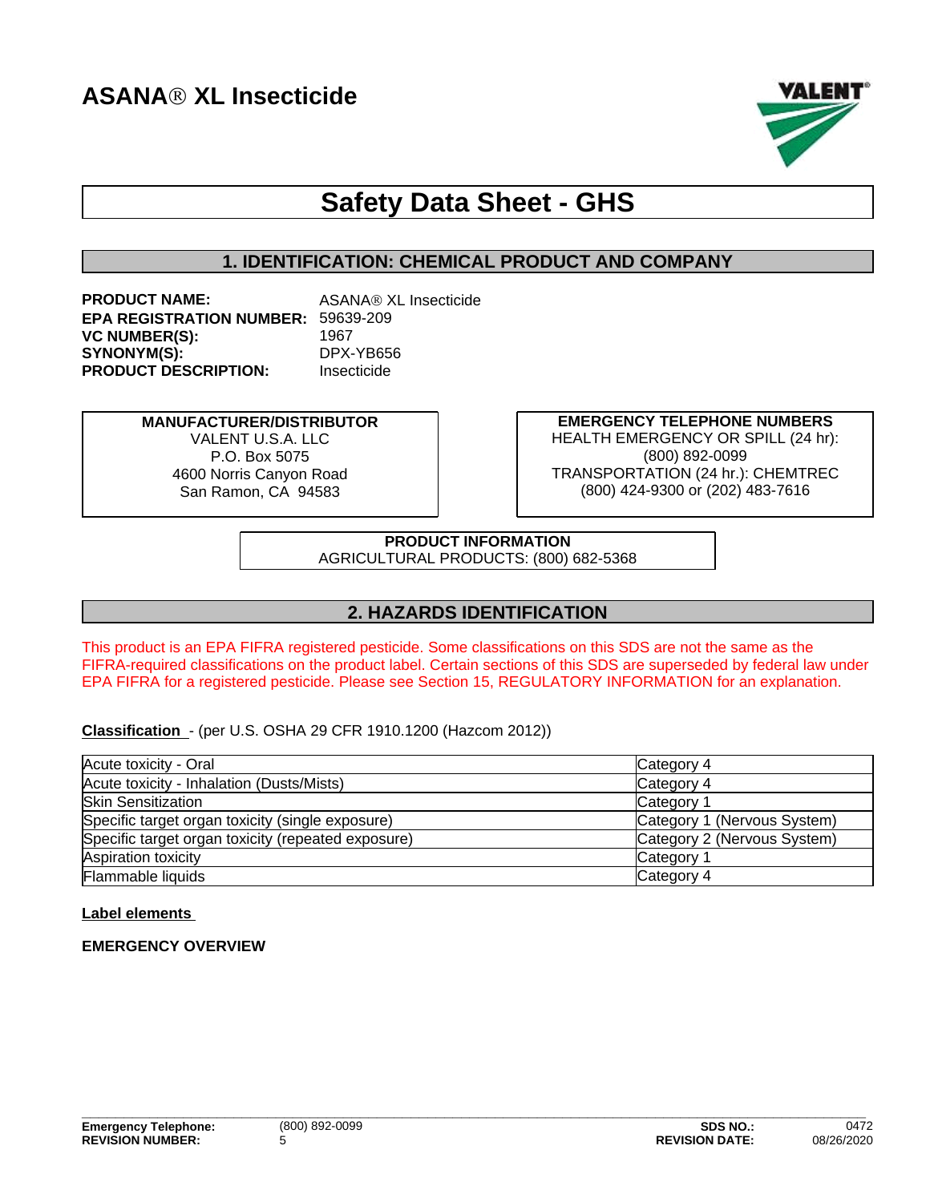# ASANA® XL Insecticide

## Safety Data Sheet - GHS

## 1. IDENTIFICATION: CHEMICAL PRODUCT AND COMPANY

**PRODUCT NAME:** ASANA® XL Insecticide
**EPA REGISTRATION NUMBER:** 59639-209
**VC NUMBER(S):** 1967
**SYNONYM(S):** DPX-YB656
**PRODUCT DESCRIPTION:** Insecticide

**MANUFACTURER/DISTRIBUTOR**
VALENT U.S.A. LLC
P.O. Box 5075
4600 Norris Canyon Road
San Ramon, CA 94583

**EMERGENCY TELEPHONE NUMBERS**
HEALTH EMERGENCY OR SPILL (24 hr):
(800) 892-0099
TRANSPORTATION (24 hr.): CHEMTREC
(800) 424-9300 or (202) 483-7616

**PRODUCT INFORMATION**
AGRICULTURAL PRODUCTS: (800) 682-5368

## 2. HAZARDS IDENTIFICATION

This product is an EPA FIFRA registered pesticide. Some classifications on this SDS are not the same as the FIFRA-required classifications on the product label. Certain sections of this SDS are superseded by federal law under EPA FIFRA for a registered pesticide. Please see Section 15, REGULATORY INFORMATION for an explanation.

**Classification** - (per U.S. OSHA 29 CFR 1910.1200 (Hazcom 2012))

| Hazard | Category |
|---|---|
| Acute toxicity - Oral | Category 4 |
| Acute toxicity - Inhalation (Dusts/Mists) | Category 4 |
| Skin Sensitization | Category 1 |
| Specific target organ toxicity (single exposure) | Category 1 (Nervous System) |
| Specific target organ toxicity (repeated exposure) | Category 2 (Nervous System) |
| Aspiration toxicity | Category 1 |
| Flammable liquids | Category 4 |

**Label elements**

**EMERGENCY OVERVIEW**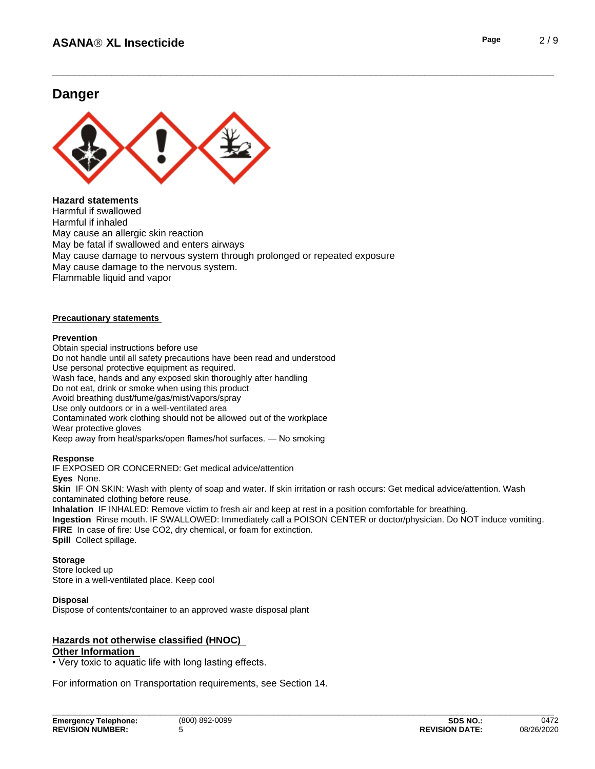## Danger

### Hazard statements

Harmful if swallowed
Harmful if inhaled
May cause an allergic skin reaction
May be fatal if swallowed and enters airways
May cause damage to nervous system through prolonged or repeated exposure
May cause damage to the nervous system.
Flammable liquid and vapor

### Precautionary statements

**Prevention**

Obtain special instructions before use
Do not handle until all safety precautions have been read and understood
Use personal protective equipment as required.
Wash face, hands and any exposed skin thoroughly after handling
Do not eat, drink or smoke when using this product
Avoid breathing dust/fume/gas/mist/vapors/spray
Use only outdoors or in a well-ventilated area
Contaminated work clothing should not be allowed out of the workplace
Wear protective gloves
Keep away from heat/sparks/open flames/hot surfaces. — No smoking

**Response**

IF EXPOSED OR CONCERNED: Get medical advice/attention
**Eyes** None.
**Skin** IF ON SKIN: Wash with plenty of soap and water. If skin irritation or rash occurs: Get medical advice/attention. Wash contaminated clothing before reuse.
**Inhalation** IF INHALED: Remove victim to fresh air and keep at rest in a position comfortable for breathing.
**Ingestion** Rinse mouth. IF SWALLOWED: Immediately call a POISON CENTER or doctor/physician. Do NOT induce vomiting.
**FIRE** In case of fire: Use $CO_2$, dry chemical, or foam for extinction.
**Spill** Collect spillage.

**Storage**

Store locked up
Store in a well-ventilated place. Keep cool

**Disposal**

Dispose of contents/container to an approved waste disposal plant

### Hazards not otherwise classified (HNOC)

### Other Information

- Very toxic to aquatic life with long lasting effects.

For information on Transportation requirements, see Section 14.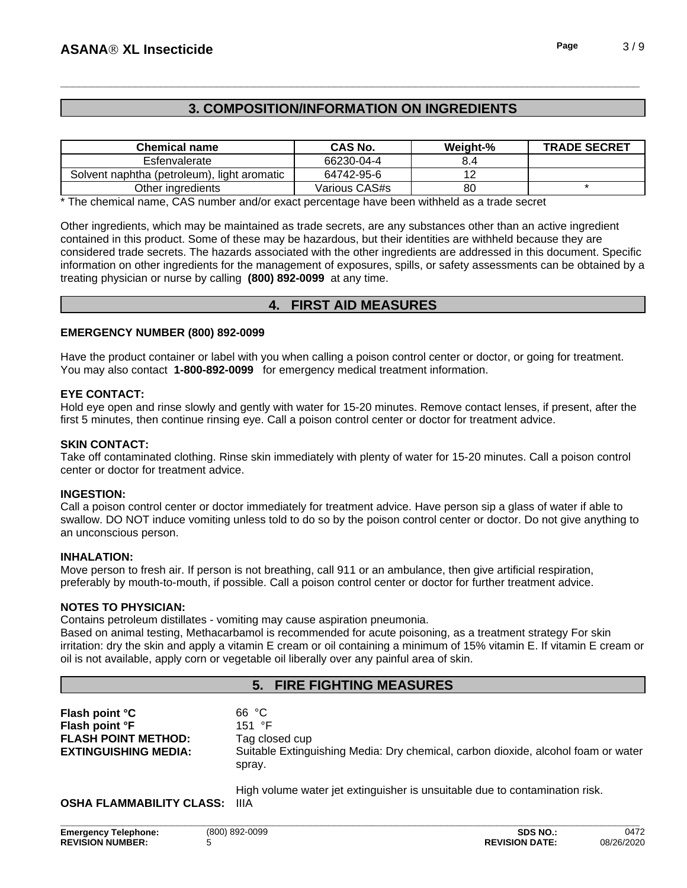## 3. COMPOSITION/INFORMATION ON INGREDIENTS

| Chemical name | CAS No. | Weight-% | TRADE SECRET |
|---|---|---|---|
| Esfenvalerate | 66230-04-4 | 8.4 | |
| Solvent naphtha (petroleum), light aromatic | 64742-95-6 | 12 | |
| Other ingredients | Various CAS#s | 80 | * |

* The chemical name, CAS number and/or exact percentage have been withheld as a trade secret

Other ingredients, which may be maintained as trade secrets, are any substances other than an active ingredient contained in this product. Some of these may be hazardous, but their identities are withheld because they are considered trade secrets. The hazards associated with the other ingredients are addressed in this document. Specific information on other ingredients for the management of exposures, spills, or safety assessments can be obtained by a treating physician or nurse by calling **(800) 892-0099** at any time.

## 4. FIRST AID MEASURES

**EMERGENCY NUMBER (800) 892-0099**

Have the product container or label with you when calling a poison control center or doctor, or going for treatment. You may also contact **1-800-892-0099** for emergency medical treatment information.

**EYE CONTACT:**
Hold eye open and rinse slowly and gently with water for 15-20 minutes. Remove contact lenses, if present, after the first 5 minutes, then continue rinsing eye. Call a poison control center or doctor for treatment advice.

**SKIN CONTACT:**
Take off contaminated clothing. Rinse skin immediately with plenty of water for 15-20 minutes. Call a poison control center or doctor for treatment advice.

**INGESTION:**
Call a poison control center or doctor immediately for treatment advice. Have person sip a glass of water if able to swallow. DO NOT induce vomiting unless told to do so by the poison control center or doctor. Do not give anything to an unconscious person.

**INHALATION:**
Move person to fresh air. If person is not breathing, call 911 or an ambulance, then give artificial respiration, preferably by mouth-to-mouth, if possible. Call a poison control center or doctor for further treatment advice.

**NOTES TO PHYSICIAN:**
Contains petroleum distillates - vomiting may cause aspiration pneumonia.
Based on animal testing, Methacarbamol is recommended for acute poisoning, as a treatment strategy For skin irritation: dry the skin and apply a vitamin E cream or oil containing a minimum of 15% vitamin E. If vitamin E cream or oil is not available, apply corn or vegetable oil liberally over any painful area of skin.

## 5. FIRE FIGHTING MEASURES

**Flash point °C** 66 °C
**Flash point °F** 151 °F
**FLASH POINT METHOD:** Tag closed cup
**EXTINGUISHING MEDIA:** Suitable Extinguishing Media: Dry chemical, carbon dioxide, alcohol foam or water spray.

High volume water jet extinguisher is unsuitable due to contamination risk.

**OSHA FLAMMABILITY CLASS:** IIIA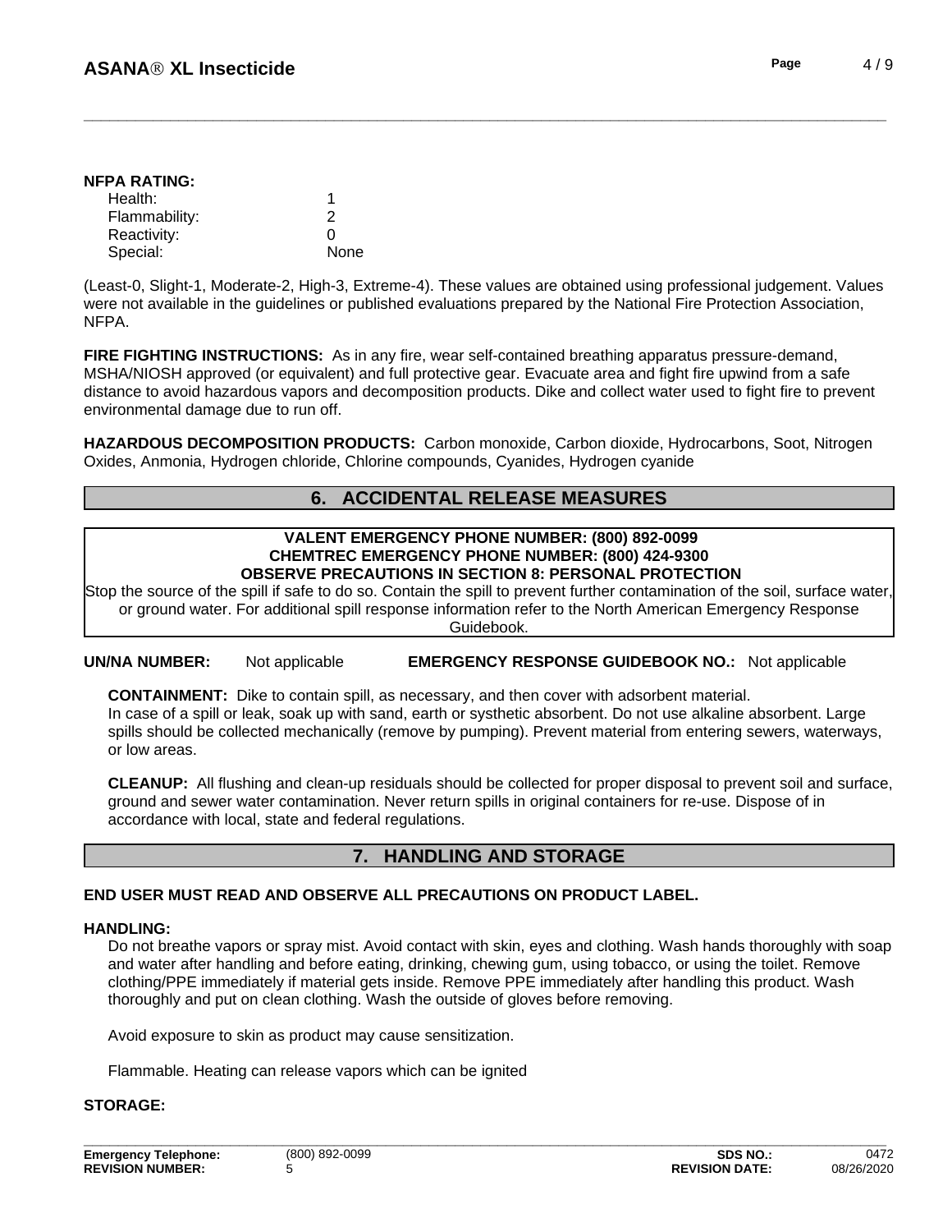**NFPA RATING:**

| | |
|---|---|
| Health: | 1 |
| Flammability: | 2 |
| Reactivity: | 0 |
| Special: | None |

(Least-0, Slight-1, Moderate-2, High-3, Extreme-4). These values are obtained using professional judgement. Values were not available in the guidelines or published evaluations prepared by the National Fire Protection Association, NFPA.

**FIRE FIGHTING INSTRUCTIONS:** As in any fire, wear self-contained breathing apparatus pressure-demand, MSHA/NIOSH approved (or equivalent) and full protective gear. Evacuate area and fight fire upwind from a safe distance to avoid hazardous vapors and decomposition products. Dike and collect water used to fight fire to prevent environmental damage due to run off.

**HAZARDOUS DECOMPOSITION PRODUCTS:** Carbon monoxide, Carbon dioxide, Hydrocarbons, Soot, Nitrogen Oxides, Anmonia, Hydrogen chloride, Chlorine compounds, Cyanides, Hydrogen cyanide

## 6. ACCIDENTAL RELEASE MEASURES

**VALENT EMERGENCY PHONE NUMBER: (800) 892-0099**
**CHEMTREC EMERGENCY PHONE NUMBER: (800) 424-9300**
**OBSERVE PRECAUTIONS IN SECTION 8: PERSONAL PROTECTION**

Stop the source of the spill if safe to do so. Contain the spill to prevent further contamination of the soil, surface water, or ground water. For additional spill response information refer to the North American Emergency Response Guidebook.

**UN/NA NUMBER:** Not applicable **EMERGENCY RESPONSE GUIDEBOOK NO.:** Not applicable

**CONTAINMENT:** Dike to contain spill, as necessary, and then cover with adsorbent material.
In case of a spill or leak, soak up with sand, earth or systhetic absorbent. Do not use alkaline absorbent. Large spills should be collected mechanically (remove by pumping). Prevent material from entering sewers, waterways, or low areas.

**CLEANUP:** All flushing and clean-up residuals should be collected for proper disposal to prevent soil and surface, ground and sewer water contamination. Never return spills in original containers for re-use. Dispose of in accordance with local, state and federal regulations.

## 7. HANDLING AND STORAGE

**END USER MUST READ AND OBSERVE ALL PRECAUTIONS ON PRODUCT LABEL.**

**HANDLING:**

Do not breathe vapors or spray mist. Avoid contact with skin, eyes and clothing. Wash hands thoroughly with soap and water after handling and before eating, drinking, chewing gum, using tobacco, or using the toilet. Remove clothing/PPE immediately if material gets inside. Remove PPE immediately after handling this product. Wash thoroughly and put on clean clothing. Wash the outside of gloves before removing.

Avoid exposure to skin as product may cause sensitization.

Flammable. Heating can release vapors which can be ignited

**STORAGE:**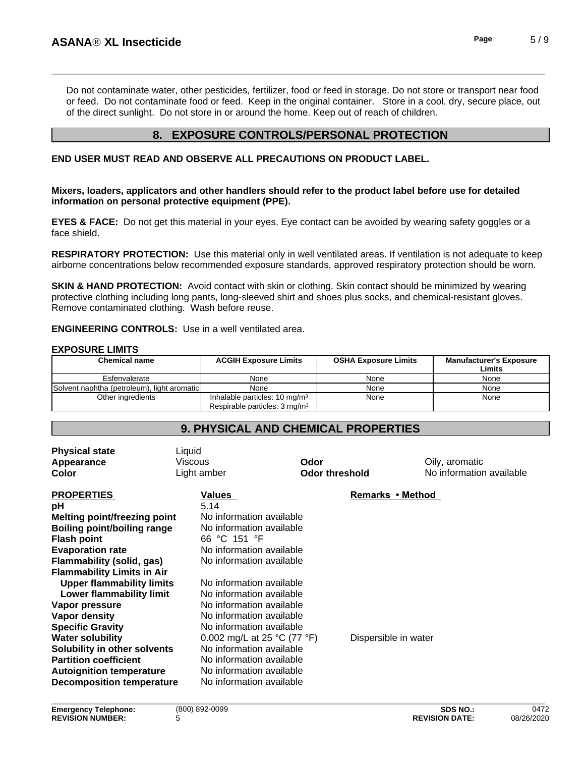Do not contaminate water, other pesticides, fertilizer, food or feed in storage. Do not store or transport near food or feed. Do not contaminate food or feed. Keep in the original container. Store in a cool, dry, secure place, out of the direct sunlight. Do not store in or around the home. Keep out of reach of children.

## 8. EXPOSURE CONTROLS/PERSONAL PROTECTION

**END USER MUST READ AND OBSERVE ALL PRECAUTIONS ON PRODUCT LABEL.**

**Mixers, loaders, applicators and other handlers should refer to the product label before use for detailed information on personal protective equipment (PPE).**

**EYES & FACE:** Do not get this material in your eyes. Eye contact can be avoided by wearing safety goggles or a face shield.

**RESPIRATORY PROTECTION:** Use this material only in well ventilated areas. If ventilation is not adequate to keep airborne concentrations below recommended exposure standards, approved respiratory protection should be worn.

**SKIN & HAND PROTECTION:** Avoid contact with skin or clothing. Skin contact should be minimized by wearing protective clothing including long pants, long-sleeved shirt and shoes plus socks, and chemical-resistant gloves. Remove contaminated clothing. Wash before reuse.

**ENGINEERING CONTROLS:** Use in a well ventilated area.

**EXPOSURE LIMITS**

| Chemical name | ACGIH Exposure Limits | OSHA Exposure Limits | Manufacturer's Exposure Limits |
|---|---|---|---|
| Esfenvalerate | None | None | None |
| Solvent naphtha (petroleum), light aromatic | None | None | None |
| Other ingredients | Inhalable particles: 10 mg/m$^3$<br>Respirable particles: 3 mg/m$^3$ | None | None |

## 9. PHYSICAL AND CHEMICAL PROPERTIES

| | | | |
|---|---|---|---|
| **Physical state** | Liquid | | |
| **Appearance** | Viscous | **Odor** | Oily, aromatic |
| **Color** | Light amber | **Odor threshold** | No information available |

| PROPERTIES | Values | Remarks • Method |
|---|---|---|
| **pH** | 5.14 | |
| **Melting point/freezing point** | No information available | |
| **Boiling point/boiling range** | No information available | |
| **Flash point** | 66 °C 151 °F | |
| **Evaporation rate** | No information available | |
| **Flammability (solid, gas)** | No information available | |
| **Flammability Limits in Air** | | |
| **Upper flammability limits** | No information available | |
| **Lower flammability limit** | No information available | |
| **Vapor pressure** | No information available | |
| **Vapor density** | No information available | |
| **Specific Gravity** | No information available | |
| **Water solubility** | 0.002 mg/L at 25 °C (77 °F) | Dispersible in water |
| **Solubility in other solvents** | No information available | |
| **Partition coefficient** | No information available | |
| **Autoignition temperature** | No information available | |
| **Decomposition temperature** | No information available | |

**Emergency Telephone:** (800) 892-0099 **SDS NO.:** 0472
**REVISION NUMBER:** 5 **REVISION DATE:** 08/26/2020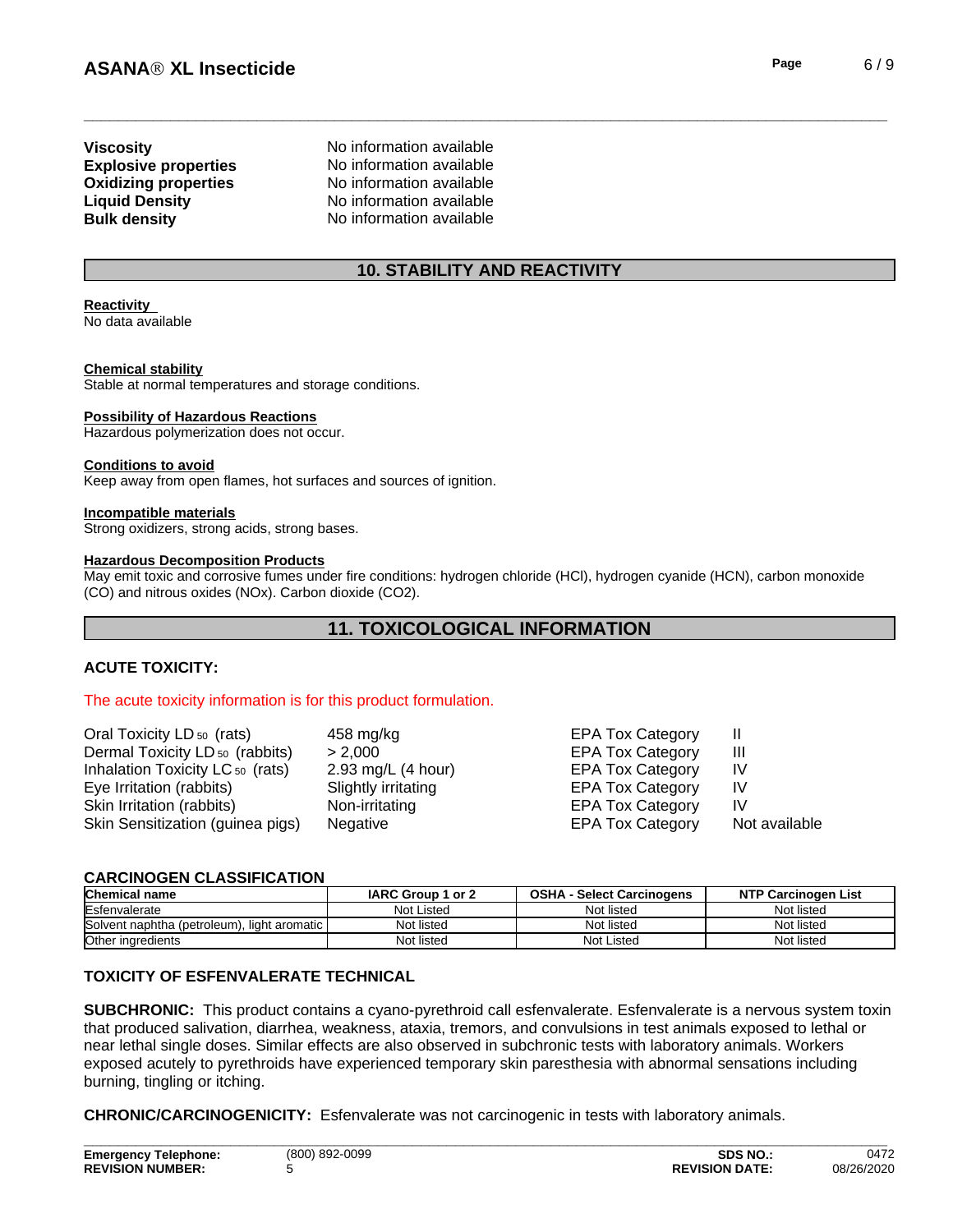| | |
|---|---|
| **Viscosity** | No information available |
| **Explosive properties** | No information available |
| **Oxidizing properties** | No information available |
| **Liquid Density** | No information available |
| **Bulk density** | No information available |

## 10. STABILITY AND REACTIVITY

**Reactivity**
No data available

**Chemical stability**
Stable at normal temperatures and storage conditions.

**Possibility of Hazardous Reactions**
Hazardous polymerization does not occur.

**Conditions to avoid**
Keep away from open flames, hot surfaces and sources of ignition.

**Incompatible materials**
Strong oxidizers, strong acids, strong bases.

**Hazardous Decomposition Products**
May emit toxic and corrosive fumes under fire conditions: hydrogen chloride (HCl), hydrogen cyanide (HCN), carbon monoxide (CO) and nitrous oxides (NOx). Carbon dioxide ($CO_2$).

## 11. TOXICOLOGICAL INFORMATION

**ACUTE TOXICITY:**

The acute toxicity information is for this product formulation.

| | | | |
|---|---|---|---|
| Oral Toxicity $LD_{50}$ (rats) | 458 mg/kg | EPA Tox Category | II |
| Dermal Toxicity $LD_{50}$ (rabbits) | > 2,000 | EPA Tox Category | III |
| Inhalation Toxicity $LC_{50}$ (rats) | 2.93 mg/L (4 hour) | EPA Tox Category | IV |
| Eye Irritation (rabbits) | Slightly irritating | EPA Tox Category | IV |
| Skin Irritation (rabbits) | Non-irritating | EPA Tox Category | IV |
| Skin Sensitization (guinea pigs) | Negative | EPA Tox Category | Not available |

**CARCINOGEN CLASSIFICATION**

| Chemical name | IARC Group 1 or 2 | OSHA - Select Carcinogens | NTP Carcinogen List |
|---|---|---|---|
| Esfenvalerate | Not Listed | Not listed | Not listed |
| Solvent naphtha (petroleum), light aromatic | Not listed | Not listed | Not listed |
| Other ingredients | Not listed | Not Listed | Not listed |

**TOXICITY OF ESFENVALERATE TECHNICAL**

**SUBCHRONIC:** This product contains a cyano-pyrethroid call esfenvalerate. Esfenvalerate is a nervous system toxin that produced salivation, diarrhea, weakness, ataxia, tremors, and convulsions in test animals exposed to lethal or near lethal single doses. Similar effects are also observed in subchronic tests with laboratory animals. Workers exposed acutely to pyrethroids have experienced temporary skin paresthesia with abnormal sensations including burning, tingling or itching.

**CHRONIC/CARCINOGENICITY:** Esfenvalerate was not carcinogenic in tests with laboratory animals.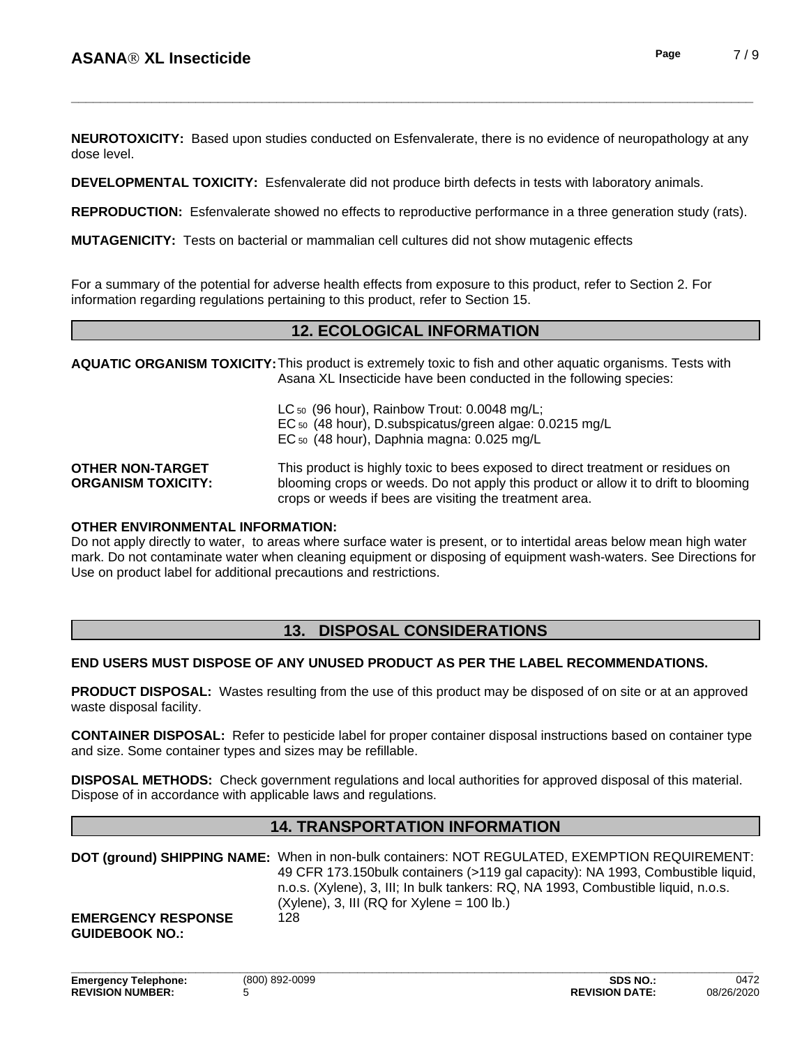**NEUROTOXICITY:** Based upon studies conducted on Esfenvalerate, there is no evidence of neuropathology at any dose level.

**DEVELOPMENTAL TOXICITY:** Esfenvalerate did not produce birth defects in tests with laboratory animals.

**REPRODUCTION:** Esfenvalerate showed no effects to reproductive performance in a three generation study (rats).

**MUTAGENICITY:** Tests on bacterial or mammalian cell cultures did not show mutagenic effects

For a summary of the potential for adverse health effects from exposure to this product, refer to Section 2. For information regarding regulations pertaining to this product, refer to Section 15.

## 12. ECOLOGICAL INFORMATION

**AQUATIC ORGANISM TOXICITY:** This product is extremely toxic to fish and other aquatic organisms. Tests with Asana XL Insecticide have been conducted in the following species:

$LC_{50}$ (96 hour), Rainbow Trout: 0.0048 mg/L;
$EC_{50}$ (48 hour), D.subspicatus/green algae: 0.0215 mg/L
$EC_{50}$ (48 hour), Daphnia magna: 0.025 mg/L

**OTHER NON-TARGET ORGANISM TOXICITY:** This product is highly toxic to bees exposed to direct treatment or residues on blooming crops or weeds. Do not apply this product or allow it to drift to blooming crops or weeds if bees are visiting the treatment area.

**OTHER ENVIRONMENTAL INFORMATION:**
Do not apply directly to water, to areas where surface water is present, or to intertidal areas below mean high water mark. Do not contaminate water when cleaning equipment or disposing of equipment wash-waters. See Directions for Use on product label for additional precautions and restrictions.

## 13. DISPOSAL CONSIDERATIONS

**END USERS MUST DISPOSE OF ANY UNUSED PRODUCT AS PER THE LABEL RECOMMENDATIONS.**

**PRODUCT DISPOSAL:** Wastes resulting from the use of this product may be disposed of on site or at an approved waste disposal facility.

**CONTAINER DISPOSAL:** Refer to pesticide label for proper container disposal instructions based on container type and size. Some container types and sizes may be refillable.

**DISPOSAL METHODS:** Check government regulations and local authorities for approved disposal of this material. Dispose of in accordance with applicable laws and regulations.

## 14. TRANSPORTATION INFORMATION

**DOT (ground) SHIPPING NAME:** When in non-bulk containers: NOT REGULATED, EXEMPTION REQUIREMENT: 49 CFR 173.150bulk containers (>119 gal capacity): NA 1993, Combustible liquid, n.o.s. (Xylene), 3, III; In bulk tankers: RQ, NA 1993, Combustible liquid, n.o.s. (Xylene), 3, III (RQ for Xylene = 100 lb.)

**EMERGENCY RESPONSE GUIDEBOOK NO.:** 128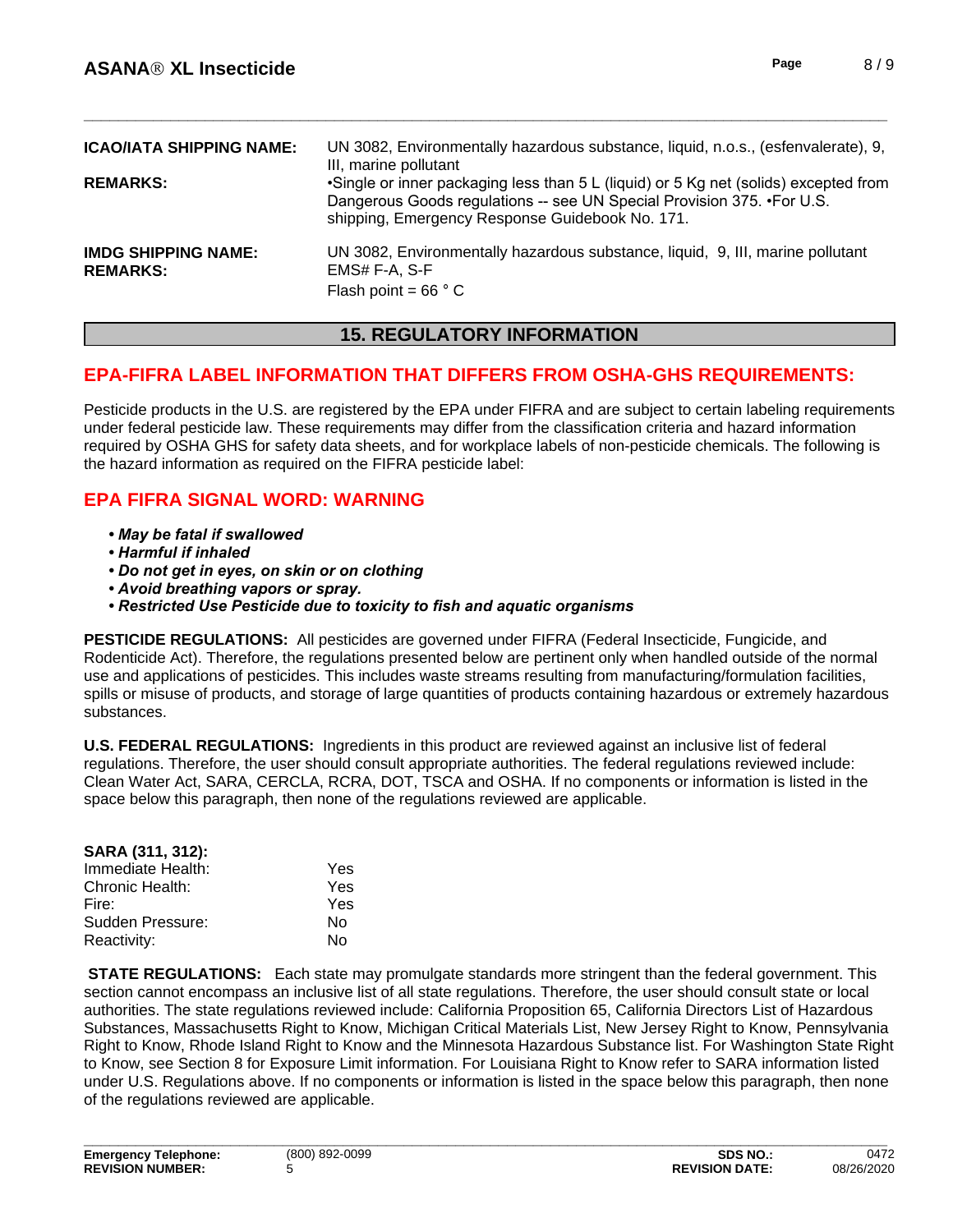| | |
|---|---|
| **ICAO/IATA SHIPPING NAME:** | UN 3082, Environmentally hazardous substance, liquid, n.o.s., (esfenvalerate), 9, III, marine pollutant |
| **REMARKS:** | •Single or inner packaging less than 5 L (liquid) or 5 Kg net (solids) excepted from Dangerous Goods regulations -- see UN Special Provision 375. •For U.S. shipping, Emergency Response Guidebook No. 171. |
| **IMDG SHIPPING NAME:** | UN 3082, Environmentally hazardous substance, liquid, 9, III, marine pollutant |
| **REMARKS:** | EMS# F-A, S-F<br>Flash point = 66 ° C |

## 15. REGULATORY INFORMATION

### EPA-FIFRA LABEL INFORMATION THAT DIFFERS FROM OSHA-GHS REQUIREMENTS:

Pesticide products in the U.S. are registered by the EPA under FIFRA and are subject to certain labeling requirements under federal pesticide law. These requirements may differ from the classification criteria and hazard information required by OSHA GHS for safety data sheets, and for workplace labels of non-pesticide chemicals. The following is the hazard information as required on the FIFRA pesticide label:

### EPA FIFRA SIGNAL WORD: WARNING

- ***May be fatal if swallowed***
- ***Harmful if inhaled***
- ***Do not get in eyes, on skin or on clothing***
- ***Avoid breathing vapors or spray.***
- ***Restricted Use Pesticide due to toxicity to fish and aquatic organisms***

**PESTICIDE REGULATIONS:** All pesticides are governed under FIFRA (Federal Insecticide, Fungicide, and Rodenticide Act). Therefore, the regulations presented below are pertinent only when handled outside of the normal use and applications of pesticides. This includes waste streams resulting from manufacturing/formulation facilities, spills or misuse of products, and storage of large quantities of products containing hazardous or extremely hazardous substances.

**U.S. FEDERAL REGULATIONS:** Ingredients in this product are reviewed against an inclusive list of federal regulations. Therefore, the user should consult appropriate authorities. The federal regulations reviewed include: Clean Water Act, SARA, CERCLA, RCRA, DOT, TSCA and OSHA. If no components or information is listed in the space below this paragraph, then none of the regulations reviewed are applicable.

**SARA (311, 312):**

| | |
|---|---|
| Immediate Health: | Yes |
| Chronic Health: | Yes |
| Fire: | Yes |
| Sudden Pressure: | No |
| Reactivity: | No |

**STATE REGULATIONS:** Each state may promulgate standards more stringent than the federal government. This section cannot encompass an inclusive list of all state regulations. Therefore, the user should consult state or local authorities. The state regulations reviewed include: California Proposition 65, California Directors List of Hazardous Substances, Massachusetts Right to Know, Michigan Critical Materials List, New Jersey Right to Know, Pennsylvania Right to Know, Rhode Island Right to Know and the Minnesota Hazardous Substance list. For Washington State Right to Know, see Section 8 for Exposure Limit information. For Louisiana Right to Know refer to SARA information listed under U.S. Regulations above. If no components or information is listed in the space below this paragraph, then none of the regulations reviewed are applicable.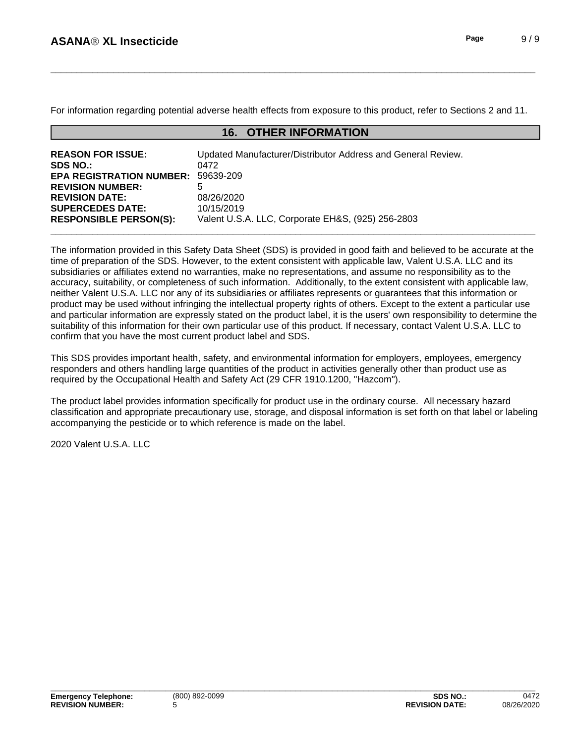For information regarding potential adverse health effects from exposure to this product, refer to Sections 2 and 11.

## 16. OTHER INFORMATION

**REASON FOR ISSUE:** Updated Manufacturer/Distributor Address and General Review.
**SDS NO.:** 0472
**EPA REGISTRATION NUMBER:** 59639-209
**REVISION NUMBER:** 5
**REVISION DATE:** 08/26/2020
**SUPERCEDES DATE:** 10/15/2019
**RESPONSIBLE PERSON(S):** Valent U.S.A. LLC, Corporate EH&S, (925) 256-2803

The information provided in this Safety Data Sheet (SDS) is provided in good faith and believed to be accurate at the time of preparation of the SDS. However, to the extent consistent with applicable law, Valent U.S.A. LLC and its subsidiaries or affiliates extend no warranties, make no representations, and assume no responsibility as to the accuracy, suitability, or completeness of such information. Additionally, to the extent consistent with applicable law, neither Valent U.S.A. LLC nor any of its subsidiaries or affiliates represents or guarantees that this information or product may be used without infringing the intellectual property rights of others. Except to the extent a particular use and particular information are expressly stated on the product label, it is the users' own responsibility to determine the suitability of this information for their own particular use of this product. If necessary, contact Valent U.S.A. LLC to confirm that you have the most current product label and SDS.

This SDS provides important health, safety, and environmental information for employers, employees, emergency responders and others handling large quantities of the product in activities generally other than product use as required by the Occupational Health and Safety Act (29 CFR 1910.1200, "Hazcom").

The product label provides information specifically for product use in the ordinary course. All necessary hazard classification and appropriate precautionary use, storage, and disposal information is set forth on that label or labeling accompanying the pesticide or to which reference is made on the label.

2020 Valent U.S.A. LLC